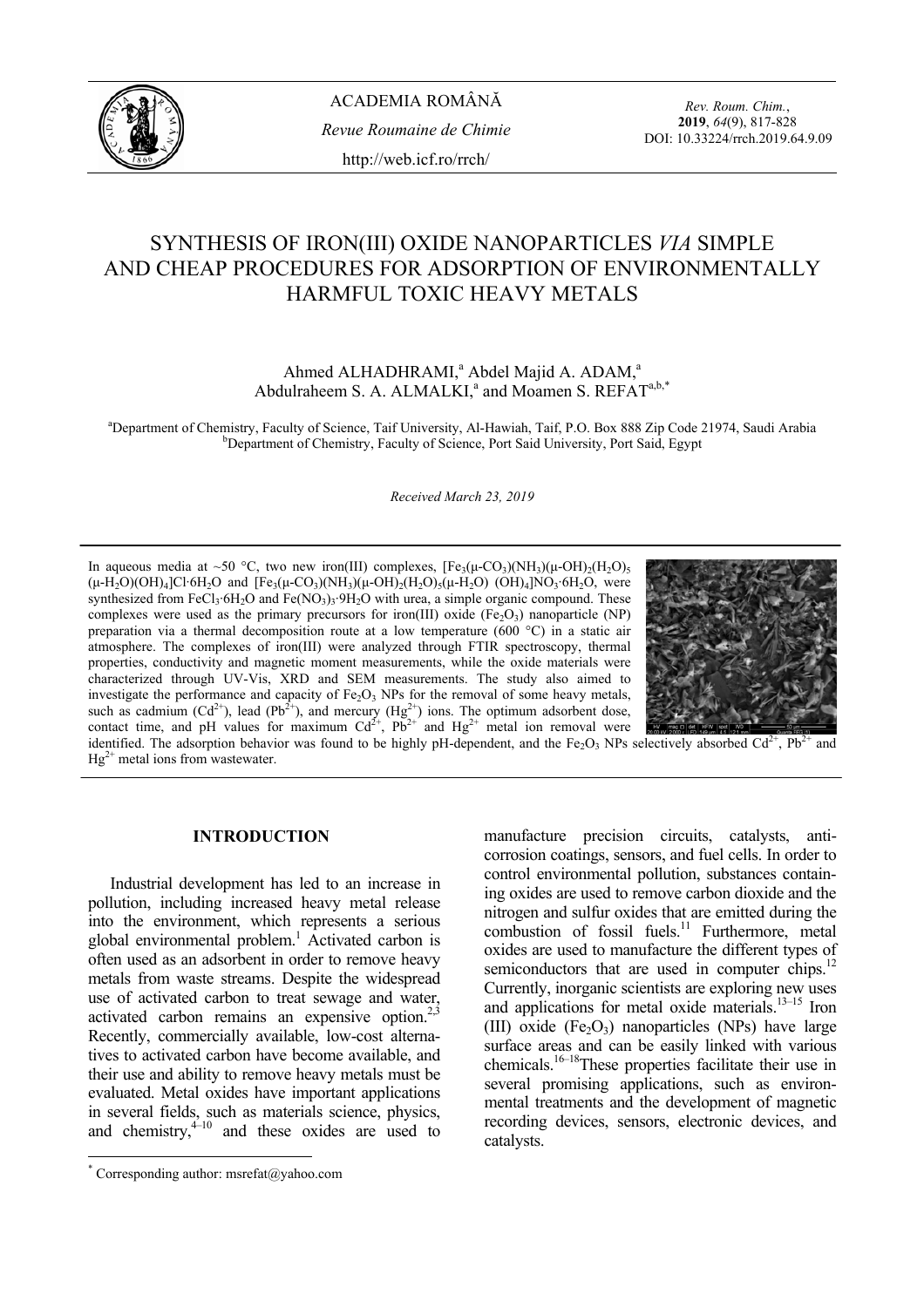# SYNTHESIS OF IRON(III) OXIDE NANOPARTICLES *VIA* SIMPLE AND CHEAP PROCEDURES FOR ADSORPTION OF ENVIRONMENTALLY HARMFUL TOXIC HEAVY METALS

Ahmed ALHADHRAMI,[a] Abdel Majid A. ADAM,[a] Abdulraheem S. A. ALMALKI,[a] and Moamen S. REFAT[a,b,*]

[a]Department of Chemistry, Faculty of Science, Taif University, Al-Hawiah, Taif, P.O. Box 888 Zip Code 21974, Saudi Arabia
[b]Department of Chemistry, Faculty of Science, Port Said University, Port Said, Egypt

*Received March 23, 2019*

In aqueous media at ~50 °C, two new iron(III) complexes, $[Fe_3(\mu\text{-}CO_3)(NH_3)(\mu\text{-}OH)_2(H_2O)_5(\mu\text{-}H_2O)(OH)_4]Cl\cdot 6H_2O$ and $[Fe_3(\mu\text{-}CO_3)(NH_3)(\mu\text{-}OH)_2(H_2O)_5(\mu\text{-}H_2O)(OH)_4]NO_3\cdot 6H_2O$, were synthesized from $FeCl_3\cdot 6H_2O$ and $Fe(NO_3)_3\cdot 9H_2O$ with urea, a simple organic compound. These complexes were used as the primary precursors for iron(III) oxide ($Fe_2O_3$) nanoparticle (NP) preparation via a thermal decomposition route at a low temperature (600 °C) in a static air atmosphere. The complexes of iron(III) were analyzed through FTIR spectroscopy, thermal properties, conductivity and magnetic moment measurements, while the oxide materials were characterized through UV-Vis, XRD and SEM measurements. The study also aimed to investigate the performance and capacity of $Fe_2O_3$ NPs for the removal of some heavy metals, such as cadmium ($Cd^{2+}$), lead ($Pb^{2+}$), and mercury ($Hg^{2+}$) ions. The optimum adsorbent dose, contact time, and pH values for maximum $Cd^{2+}$, $Pb^{2+}$ and $Hg^{2+}$ metal ion removal were identified. The adsorption behavior was found to be highly pH-dependent, and the $Fe_2O_3$ NPs selectively absorbed $Cd^{2+}$, $Pb^{2+}$ and $Hg^{2+}$ metal ions from wastewater.

## INTRODUCTION

Industrial development has led to an increase in pollution, including increased heavy metal release into the environment, which represents a serious global environmental problem.[1] Activated carbon is often used as an adsorbent in order to remove heavy metals from waste streams. Despite the widespread use of activated carbon to treat sewage and water, activated carbon remains an expensive option.[2,3] Recently, commercially available, low-cost alternatives to activated carbon have become available, and their use and ability to remove heavy metals must be evaluated. Metal oxides have important applications in several fields, such as materials science, physics, and chemistry,[4–10] and these oxides are used to manufacture precision circuits, catalysts, anti-corrosion coatings, sensors, and fuel cells. In order to control environmental pollution, substances containing oxides are used to remove carbon dioxide and the nitrogen and sulfur oxides that are emitted during the combustion of fossil fuels.[11] Furthermore, metal oxides are used to manufacture the different types of semiconductors that are used in computer chips.[12] Currently, inorganic scientists are exploring new uses and applications for metal oxide materials.[13–15] Iron (III) oxide ($Fe_2O_3$) nanoparticles (NPs) have large surface areas and can be easily linked with various chemicals.[16–18] These properties facilitate their use in several promising applications, such as environmental treatments and the development of magnetic recording devices, sensors, electronic devices, and catalysts.

[*] Corresponding author: msrefat@yahoo.com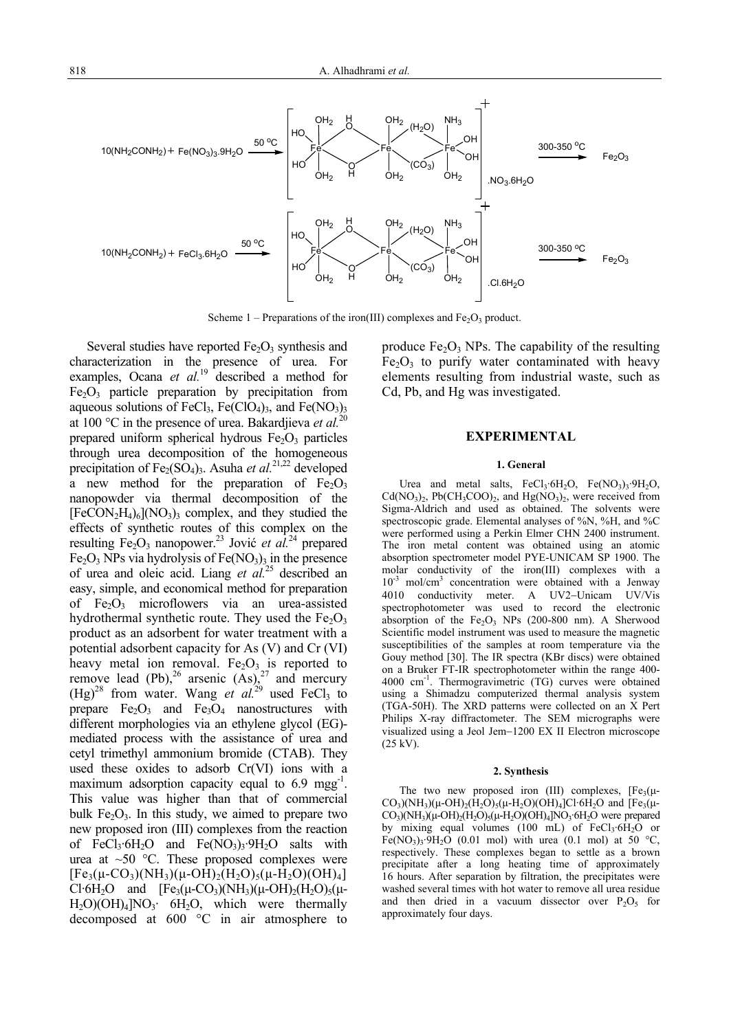$$10(NH_2CONH_2) + Fe(NO_3)_3.9H_2O \xrightarrow{50\ ^oC} [Fe_3(\mu\text{-}CO_3)(NH_3)(\mu\text{-}OH)_2(H_2O)_5(\mu\text{-}H_2O)(OH)_4]^+ .NO_3.6H_2O \xrightarrow{300\text{-}350\ ^oC} Fe_2O_3$$

$$10(NH_2CONH_2) + FeCl_3.6H_2O \xrightarrow{50\ ^oC} [Fe_3(\mu\text{-}CO_3)(NH_3)(\mu\text{-}OH)_2(H_2O)_5(\mu\text{-}H_2O)(OH)_4]^+ .Cl.6H_2O \xrightarrow{300\text{-}350\ ^oC} Fe_2O_3$$

Scheme 1 – Preparations of the iron(III) complexes and $Fe_2O_3$ product.

Several studies have reported $Fe_2O_3$ synthesis and characterization in the presence of urea. For examples, Ocana *et al.*[19] described a method for $Fe_2O_3$ particle preparation by precipitation from aqueous solutions of $FeCl_3$, $Fe(ClO_4)_3$, and $Fe(NO_3)_3$ at 100 °C in the presence of urea. Bakardjieva *et al.*[20] prepared uniform spherical hydrous $Fe_2O_3$ particles through urea decomposition of the homogeneous precipitation of $Fe_2(SO_4)_3$. Asuha *et al.*[21,22] developed a new method for the preparation of $Fe_2O_3$ nanopowder via thermal decomposition of the $[FeCON_2H_4)_6](NO_3)_3$ complex, and they studied the effects of synthetic routes of this complex on the resulting $Fe_2O_3$ nanopower.[23] Jović *et al.*[24] prepared $Fe_2O_3$ NPs via hydrolysis of $Fe(NO_3)_3$ in the presence of urea and oleic acid. Liang *et al.*[25] described an easy, simple, and economical method for preparation of $Fe_2O_3$ microflowers via an urea-assisted hydrothermal synthetic route. They used the $Fe_2O_3$ product as an adsorbent for water treatment with a potential adsorbent capacity for As (V) and Cr (VI) heavy metal ion removal. $Fe_2O_3$ is reported to remove lead (Pb),[26] arsenic (As),[27] and mercury (Hg)[28] from water. Wang *et al.*[29] used $FeCl_3$ to prepare $Fe_2O_3$ and $Fe_3O_4$ nanostructures with different morphologies via an ethylene glycol (EG)-mediated process with the assistance of urea and cetyl trimethyl ammonium bromide (CTAB). They used these oxides to adsorb Cr(VI) ions with a maximum adsorption capacity equal to 6.9 $mgg^{-1}$. This value was higher than that of commercial bulk $Fe_2O_3$. In this study, we aimed to prepare two new proposed iron (III) complexes from the reaction of $FeCl_3{\cdot}6H_2O$ and $Fe(NO_3)_3{\cdot}9H_2O$ salts with urea at ~50 °C. These proposed complexes were $[Fe_3(\mu\text{-}CO_3)(NH_3)(\mu\text{-}OH)_2(H_2O)_5(\mu\text{-}H_2O)(OH)_4]Cl{\cdot}6H_2O$ and $[Fe_3(\mu\text{-}CO_3)(NH_3)(\mu\text{-}OH)_2(H_2O)_5(\mu\text{-}H_2O)(OH)_4]NO_3{\cdot}6H_2O$, which were thermally decomposed at 600 °C in air atmosphere to produce $Fe_2O_3$ NPs. The capability of the resulting $Fe_2O_3$ to purify water contaminated with heavy elements resulting from industrial waste, such as Cd, Pb, and Hg was investigated.

## EXPERIMENTAL

### 1. General

Urea and metal salts, $FeCl_3{\cdot}6H_2O$, $Fe(NO_3)_3{\cdot}9H_2O$, $Cd(NO_3)_2$, $Pb(CH_3COO)_2$, and $Hg(NO_3)_2$, were received from Sigma-Aldrich and used as obtained. The solvents were spectroscopic grade. Elemental analyses of %N, %H, and %C were performed using a Perkin Elmer CHN 2400 instrument. The iron metal content was obtained using an atomic absorption spectrometer model PYE-UNICAM SP 1900. The molar conductivity of the iron(III) complexes with a $10^{-3}$ mol/cm$^3$ concentration were obtained with a Jenway 4010 conductivity meter. A UV2–Unicam UV/Vis spectrophotometer was used to record the electronic absorption of the $Fe_2O_3$ NPs (200-800 nm). A Sherwood Scientific model instrument was used to measure the magnetic susceptibilities of the samples at room temperature via the Gouy method [30]. The IR spectra (KBr discs) were obtained on a Bruker FT-IR spectrophotometer within the range 400-4000 cm$^{-1}$. Thermogravimetric (TG) curves were obtained using a Shimadzu computerized thermal analysis system (TGA-50H). The XRD patterns were collected on an X Pert Philips X-ray diffractometer. The SEM micrographs were visualized using a Jeol Jem–1200 EX II Electron microscope (25 kV).

### 2. Synthesis

The two new proposed iron (III) complexes, $[Fe_3(\mu\text{-}CO_3)(NH_3)(\mu\text{-}OH)_2(H_2O)_5(\mu\text{-}H_2O)(OH)_4]Cl{\cdot}6H_2O$ and $[Fe_3(\mu\text{-}CO_3)(NH_3)(\mu\text{-}OH)_2(H_2O)_5(\mu\text{-}H_2O)(OH)_4]NO_3{\cdot}6H_2O$ were prepared by mixing equal volumes (100 mL) of $FeCl_3{\cdot}6H_2O$ or $Fe(NO_3)_3{\cdot}9H_2O$ (0.01 mol) with urea (0.1 mol) at 50 °C, respectively. These complexes began to settle as a brown precipitate after a long heating time of approximately 16 hours. After separation by filtration, the precipitates were washed several times with hot water to remove all urea residue and then dried in a vacuum dissector over $P_2O_5$ for approximately four days.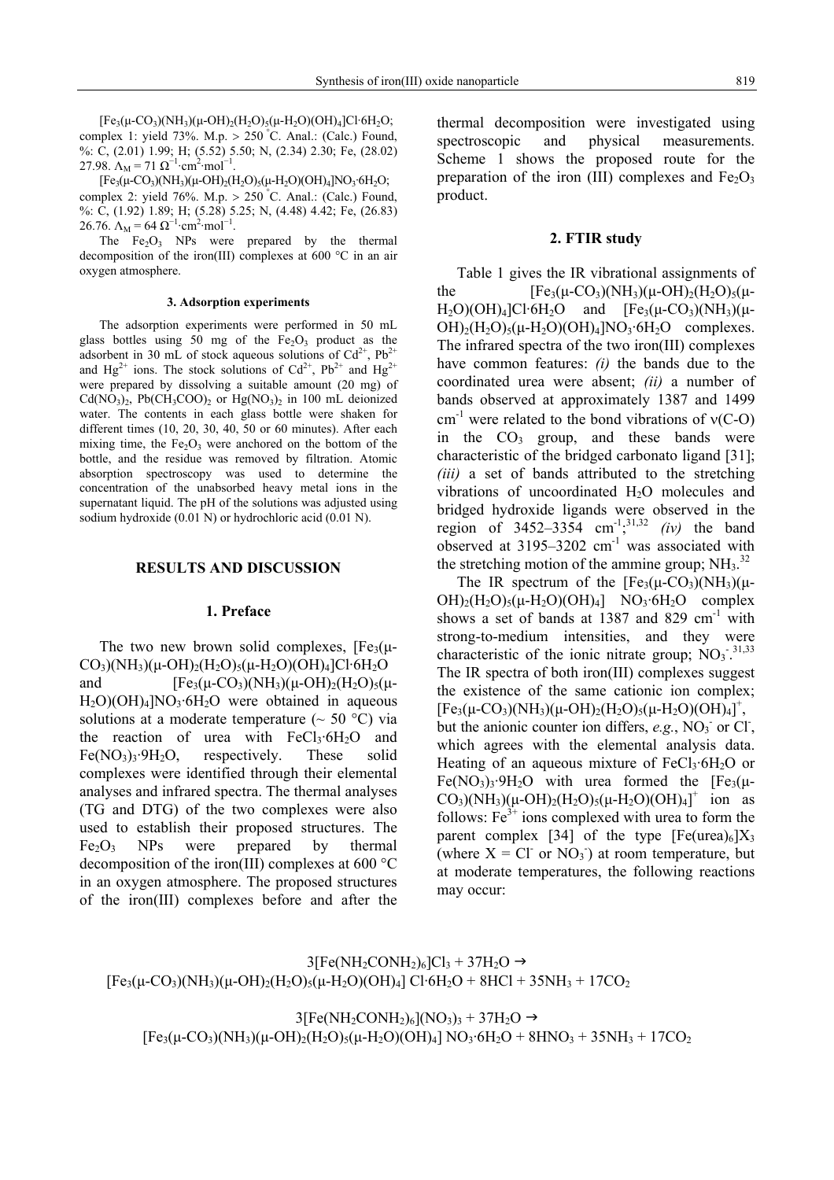$[Fe_3(\mu\text{-}CO_3)(NH_3)(\mu\text{-}OH)_2(H_2O)_5(\mu\text{-}H_2O)(OH)_4]Cl{\cdot}6H_2O$; complex 1: yield 73%. M.p. > 250 °C. Anal.: (Calc.) Found, %: C, (2.01) 1.99; H; (5.52) 5.50; N, (2.34) 2.30; Fe, (28.02) 27.98. $\Lambda_M = 71\ \Omega^{-1}{\cdot}cm^2{\cdot}mol^{-1}$.

$[Fe_3(\mu\text{-}CO_3)(NH_3)(\mu\text{-}OH)_2(H_2O)_5(\mu\text{-}H_2O)(OH)_4]NO_3{\cdot}6H_2O$; complex 2: yield 76%. M.p. > 250 °C. Anal.: (Calc.) Found, %: C, (1.92) 1.89; H; (5.28) 5.25; N, (4.48) 4.42; Fe, (26.83) 26.76. $\Lambda_M = 64\ \Omega^{-1}{\cdot}cm^2{\cdot}mol^{-1}$.

The $Fe_2O_3$ NPs were prepared by the thermal decomposition of the iron(III) complexes at 600 °C in an air oxygen atmosphere.

### 3. Adsorption experiments

The adsorption experiments were performed in 50 mL glass bottles using 50 mg of the $Fe_2O_3$ product as the adsorbent in 30 mL of stock aqueous solutions of $Cd^{2+}$, $Pb^{2+}$ and $Hg^{2+}$ ions. The stock solutions of $Cd^{2+}$, $Pb^{2+}$ and $Hg^{2+}$ were prepared by dissolving a suitable amount (20 mg) of $Cd(NO_3)_2$, $Pb(CH_3COO)_2$ or $Hg(NO_3)_2$ in 100 mL deionized water. The contents in each glass bottle were shaken for different times (10, 20, 30, 40, 50 or 60 minutes). After each mixing time, the $Fe_2O_3$ were anchored on the bottom of the bottle, and the residue was removed by filtration. Atomic absorption spectroscopy was used to determine the concentration of the unabsorbed heavy metal ions in the supernatant liquid. The pH of the solutions was adjusted using sodium hydroxide (0.01 N) or hydrochloric acid (0.01 N).

## RESULTS AND DISCUSSION

### 1. Preface

The two new brown solid complexes, $[Fe_3(\mu\text{-}CO_3)(NH_3)(\mu\text{-}OH)_2(H_2O)_5(\mu\text{-}H_2O)(OH)_4]Cl{\cdot}6H_2O$ and $[Fe_3(\mu\text{-}CO_3)(NH_3)(\mu\text{-}OH)_2(H_2O)_5(\mu\text{-}H_2O)(OH)_4]NO_3{\cdot}6H_2O$ were obtained in aqueous solutions at a moderate temperature (~ 50 °C) via the reaction of urea with $FeCl_3{\cdot}6H_2O$ and $Fe(NO_3)_3{\cdot}9H_2O$, respectively. These solid complexes were identified through their elemental analyses and infrared spectra. The thermal analyses (TG and DTG) of the two complexes were also used to establish their proposed structures. The $Fe_2O_3$ NPs were prepared by thermal decomposition of the iron(III) complexes at 600 °C in an oxygen atmosphere. The proposed structures of the iron(III) complexes before and after the thermal decomposition were investigated using spectroscopic and physical measurements. Scheme 1 shows the proposed route for the preparation of the iron (III) complexes and $Fe_2O_3$ product.

### 2. FTIR study

Table 1 gives the IR vibrational assignments of the $[Fe_3(\mu\text{-}CO_3)(NH_3)(\mu\text{-}OH)_2(H_2O)_5(\mu\text{-}H_2O)(OH)_4]Cl{\cdot}6H_2O$ and $[Fe_3(\mu\text{-}CO_3)(NH_3)(\mu\text{-}OH)_2(H_2O)_5(\mu\text{-}H_2O)(OH)_4]NO_3{\cdot}6H_2O$ complexes. The infrared spectra of the two iron(III) complexes have common features: *(i)* the bands due to the coordinated urea were absent; *(ii)* a number of bands observed at approximately 1387 and 1499 $cm^{-1}$ were related to the bond vibrations of ν(C-O) in the $CO_3$ group, and these bands were characteristic of the bridged carbonato ligand [31]; *(iii)* a set of bands attributed to the stretching vibrations of uncoordinated $H_2O$ molecules and bridged hydroxide ligands were observed in the region of 3452–3354 $cm^{-1}$;[31,32] *(iv)* the band observed at 3195–3202 $cm^{-1}$ was associated with the stretching motion of the ammine group; $NH_3$.[32]

The IR spectrum of the $[Fe_3(\mu\text{-}CO_3)(NH_3)(\mu\text{-}OH)_2(H_2O)_5(\mu\text{-}H_2O)(OH)_4]\ NO_3{\cdot}6H_2O$ complex shows a set of bands at 1387 and 829 $cm^{-1}$ with strong-to-medium intensities, and they were characteristic of the ionic nitrate group; $NO_3^-$.[31,33] The IR spectra of both iron(III) complexes suggest the existence of the same cationic ion complex; $[Fe_3(\mu\text{-}CO_3)(NH_3)(\mu\text{-}OH)_2(H_2O)_5(\mu\text{-}H_2O)(OH)_4]^+$, but the anionic counter ion differs, *e.g.*, $NO_3^-$ or $Cl^-$, which agrees with the elemental analysis data. Heating of an aqueous mixture of $FeCl_3{\cdot}6H_2O$ or $Fe(NO_3)_3{\cdot}9H_2O$ with urea formed the $[Fe_3(\mu\text{-}CO_3)(NH_3)(\mu\text{-}OH)_2(H_2O)_5(\mu\text{-}H_2O)(OH)_4]^+$ ion as follows: $Fe^{3+}$ ions complexed with urea to form the parent complex [34] of the type $[Fe(urea)_6]X_3$ (where X = $Cl^-$ or $NO_3^-$) at room temperature, but at moderate temperatures, the following reactions may occur:

$$3[Fe(NH_2CONH_2)_6]Cl_3 + 37H_2O \rightarrow [Fe_3(\mu\text{-}CO_3)(NH_3)(\mu\text{-}OH)_2(H_2O)_5(\mu\text{-}H_2O)(OH)_4]\ Cl{\cdot}6H_2O + 8HCl + 35NH_3 + 17CO_2$$

$$3[Fe(NH_2CONH_2)_6](NO_3)_3 + 37H_2O \rightarrow [Fe_3(\mu\text{-}CO_3)(NH_3)(\mu\text{-}OH)_2(H_2O)_5(\mu\text{-}H_2O)(OH)_4]\ NO_3{\cdot}6H_2O + 8HNO_3 + 35NH_3 + 17CO_2$$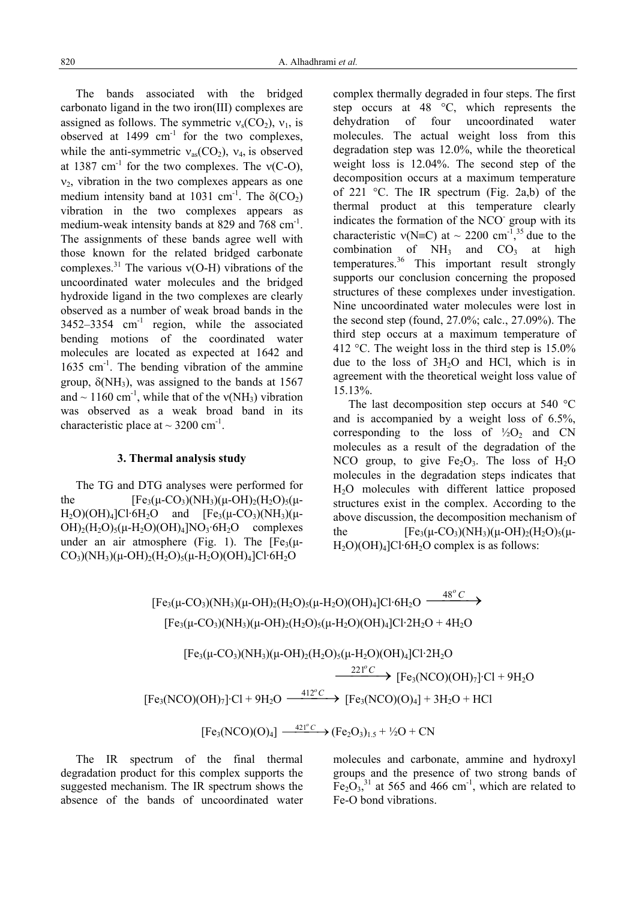The bands associated with the bridged carbonato ligand in the two iron(III) complexes are assigned as follows. The symmetric $\nu_s(CO_2)$, $\nu_1$, is observed at 1499 $cm^{-1}$ for the two complexes, while the anti-symmetric $\nu_{as}(CO_2)$, $\nu_4$, is observed at 1387 $cm^{-1}$ for the two complexes. The $\nu$(C-O), $\nu_2$, vibration in the two complexes appears as one medium intensity band at 1031 $cm^{-1}$. The $\delta(CO_2)$ vibration in the two complexes appears as medium-weak intensity bands at 829 and 768 $cm^{-1}$. The assignments of these bands agree well with those known for the related bridged carbonate complexes.[31] The various $\nu$(O-H) vibrations of the uncoordinated water molecules and the bridged hydroxide ligand in the two complexes are clearly observed as a number of weak broad bands in the 3452–3354 $cm^{-1}$ region, while the associated bending motions of the coordinated water molecules are located as expected at 1642 and 1635 $cm^{-1}$. The bending vibration of the ammine group, $\delta(NH_3)$, was assigned to the bands at 1567 and ~ 1160 $cm^{-1}$, while that of the $\nu(NH_3)$ vibration was observed as a weak broad band in its characteristic place at ~ 3200 $cm^{-1}$.

### 3. Thermal analysis study

The TG and DTG analyses were performed for the $[Fe_3(\mu\text{-}CO_3)(NH_3)(\mu\text{-}OH)_2(H_2O)_5(\mu\text{-}H_2O)(OH)_4]Cl\cdot 6H_2O$ and $[Fe_3(\mu\text{-}CO_3)(NH_3)(\mu\text{-}OH)_2(H_2O)_5(\mu\text{-}H_2O)(OH)_4]NO_3\cdot 6H_2O$ complexes under an air atmosphere (Fig. 1). The $[Fe_3(\mu\text{-}CO_3)(NH_3)(\mu\text{-}OH)_2(H_2O)_5(\mu\text{-}H_2O)(OH)_4]Cl\cdot 6H_2O$ complex thermally degraded in four steps. The first step occurs at 48 °C, which represents the dehydration of four uncoordinated water molecules. The actual weight loss from this degradation step was 12.0%, while the theoretical weight loss is 12.04%. The second step of the decomposition occurs at a maximum temperature of 221 °C. The IR spectrum (Fig. 2a,b) of the thermal product at this temperature clearly indicates the formation of the $NCO^-$ group with its characteristic $\nu(N\equiv C)$ at ~ 2200 $cm^{-1}$,[35] due to the combination of $NH_3$ and $CO_3$ at high temperatures.[36] This important result strongly supports our conclusion concerning the proposed structures of these complexes under investigation. Nine uncoordinated water molecules were lost in the second step (found, 27.0%; calc., 27.09%). The third step occurs at a maximum temperature of 412 °C. The weight loss in the third step is 15.0% due to the loss of $3H_2O$ and HCl, which is in agreement with the theoretical weight loss value of 15.13%.

The last decomposition step occurs at 540 °C and is accompanied by a weight loss of 6.5%, corresponding to the loss of $\frac{1}{2}O_2$ and CN molecules as a result of the degradation of the NCO group, to give $Fe_2O_3$. The loss of $H_2O$ molecules in the degradation steps indicates that $H_2O$ molecules with different lattice proposed structures exist in the complex. According to the above discussion, the decomposition mechanism of the $[Fe_3(\mu\text{-}CO_3)(NH_3)(\mu\text{-}OH)_2(H_2O)_5(\mu\text{-}H_2O)(OH)_4]Cl\cdot 6H_2O$ complex is as follows:

$$[Fe_3(\mu\text{-}CO_3)(NH_3)(\mu\text{-}OH)_2(H_2O)_5(\mu\text{-}H_2O)(OH)_4]Cl\cdot 6H_2O \xrightarrow{48^oC} [Fe_3(\mu\text{-}CO_3)(NH_3)(\mu\text{-}OH)_2(H_2O)_5(\mu\text{-}H_2O)(OH)_4]Cl\cdot 2H_2O + 4H_2O$$

$$[Fe_3(\mu\text{-}CO_3)(NH_3)(\mu\text{-}OH)_2(H_2O)_5(\mu\text{-}H_2O)(OH)_4]Cl\cdot 2H_2O \xrightarrow{221^oC} [Fe_3(NCO)(OH)_7]\cdot Cl + 9H_2O$$

$$[Fe_3(NCO)(OH)_7]\cdot Cl + 9H_2O \xrightarrow{412^oC} [Fe_3(NCO)(O)_4] + 3H_2O + HCl$$

$$[Fe_3(NCO)(O)_4] \xrightarrow{421^oC} (Fe_2O_3)_{1.5} + \tfrac{1}{2}O + CN$$

The IR spectrum of the final thermal degradation product for this complex supports the suggested mechanism. The IR spectrum shows the absence of the bands of uncoordinated water molecules and carbonate, ammine and hydroxyl groups and the presence of two strong bands of $Fe_2O_3$,[31] at 565 and 466 $cm^{-1}$, which are related to Fe-O bond vibrations.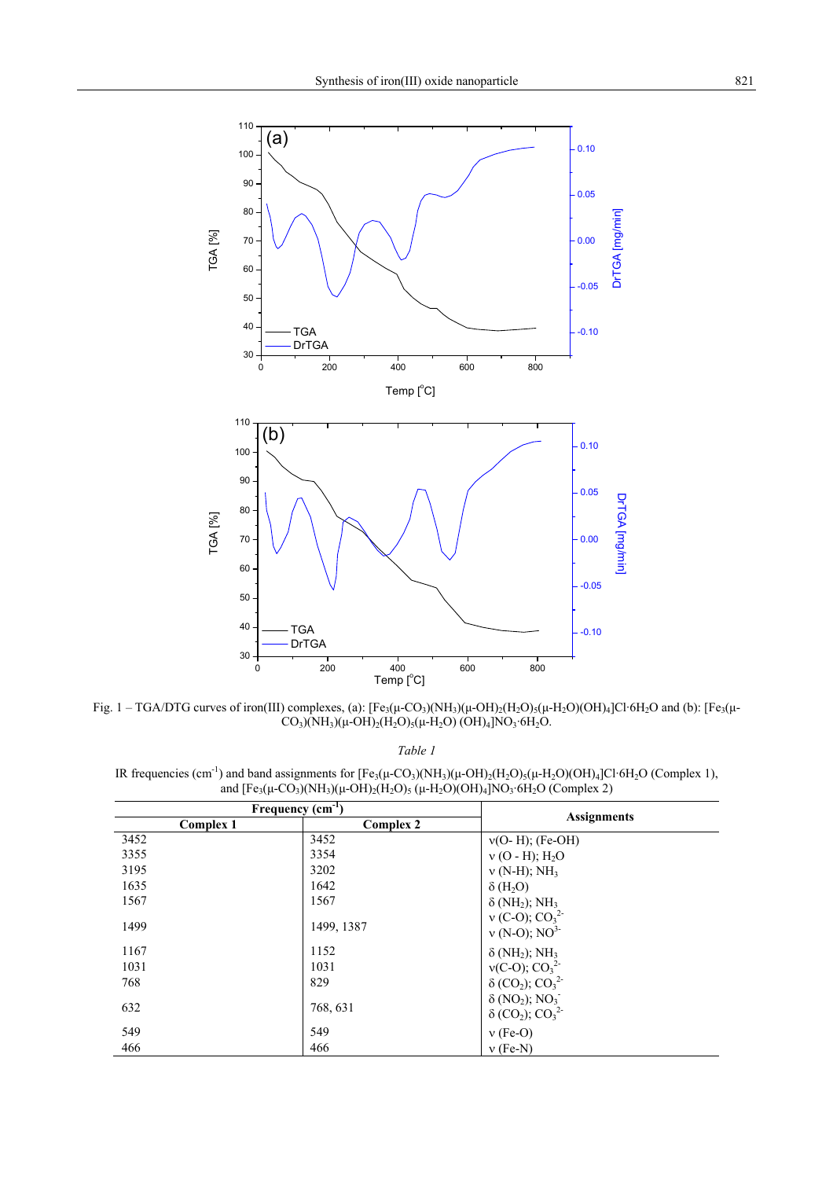Fig. 1 – TGA/DTG curves of iron(III) complexes, (a): $[Fe_3(\mu\text{-}CO_3)(NH_3)(\mu\text{-}OH)_2(H_2O)_5(\mu\text{-}H_2O)(OH)_4]Cl{\cdot}6H_2O$ and (b): $[Fe_3(\mu\text{-}CO_3)(NH_3)(\mu\text{-}OH)_2(H_2O)_5(\mu\text{-}H_2O)(OH)_4]NO_3{\cdot}6H_2O$.

*Table 1*

IR frequencies ($cm^{-1}$) and band assignments for $[Fe_3(\mu\text{-}CO_3)(NH_3)(\mu\text{-}OH)_2(H_2O)_5(\mu\text{-}H_2O)(OH)_4]Cl{\cdot}6H_2O$ (Complex 1), and $[Fe_3(\mu\text{-}CO_3)(NH_3)(\mu\text{-}OH)_2(H_2O)_5(\mu\text{-}H_2O)(OH)_4]NO_3{\cdot}6H_2O$ (Complex 2)

| Frequency ($cm^{-1}$) | | Assignments |
|---|---|---|
| **Complex 1** | **Complex 2** | |
| 3452 | 3452 | ν(O- H); (Fe-OH) |
| 3355 | 3354 | ν (O - H); $H_2O$ |
| 3195 | 3202 | ν (N-H); $NH_3$ |
| 1635 | 1642 | δ ($H_2O$) |
| 1567 | 1567 | δ ($NH_2$); $NH_3$ |
| 1499 | 1499, 1387 | ν (C-O); $CO_3^{2-}$<br>ν (N-O); $NO^{3-}$ |
| 1167 | 1152 | δ ($NH_2$); $NH_3$ |
| 1031 | 1031 | ν(C-O); $CO_3^{2-}$ |
| 768 | 829 | δ ($CO_2$); $CO_3^{2-}$ |
| 632 | 768, 631 | δ ($NO_2$); $NO_3^-$<br>δ ($CO_2$); $CO_3^{2-}$ |
| 549 | 549 | ν (Fe-O) |
| 466 | 466 | ν (Fe-N) |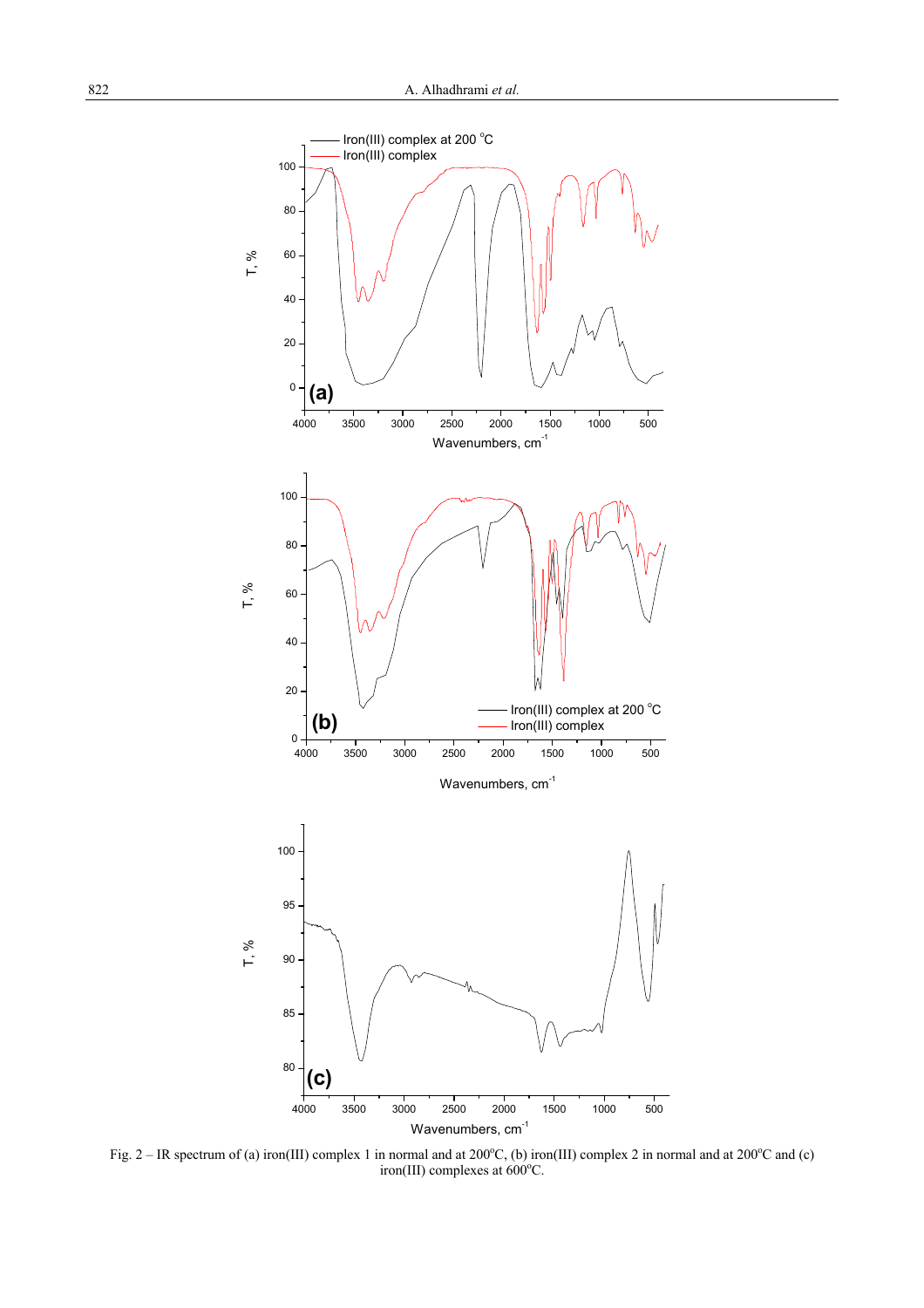Fig. 2 – IR spectrum of (a) iron(III) complex 1 in normal and at 200°C, (b) iron(III) complex 2 in normal and at 200°C and (c) iron(III) complexes at 600°C.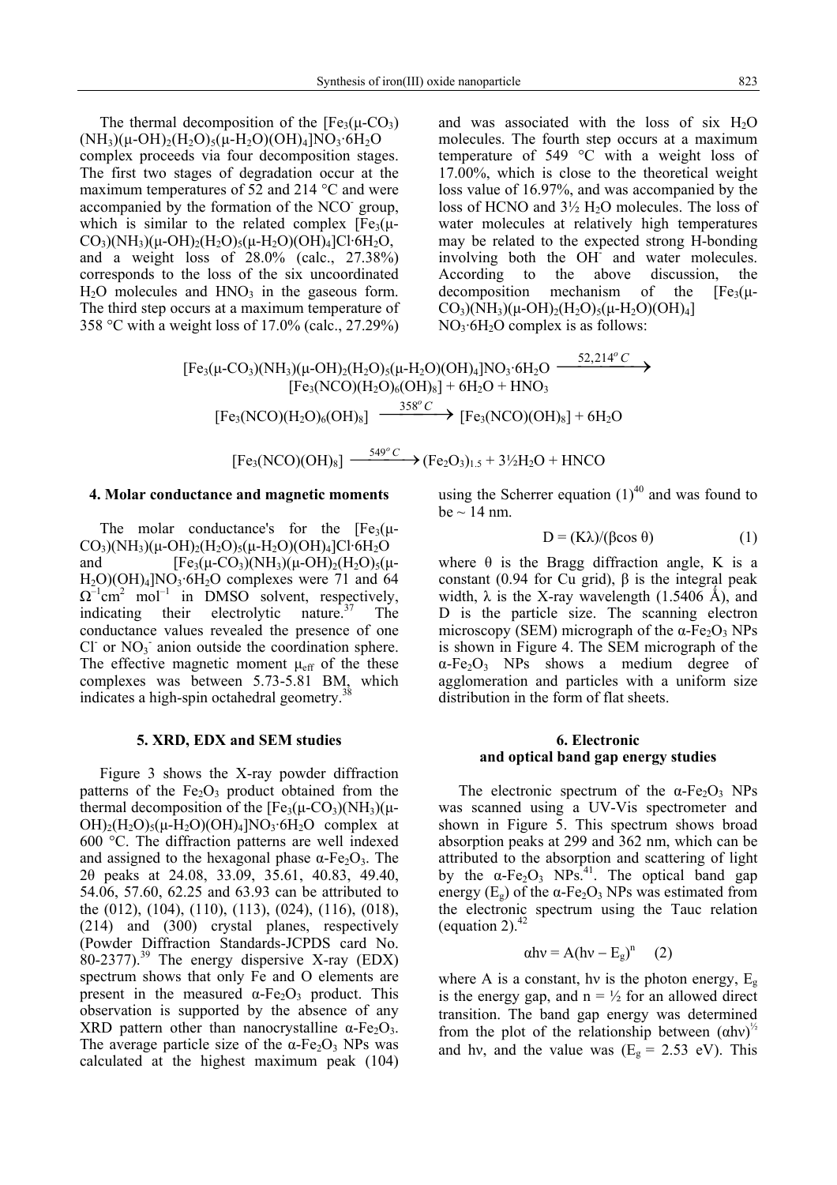The thermal decomposition of the [$Fe_3$(μ-$CO_3$)($NH_3$)(μ-$OH)_2$($H_2O)_5$(μ-$H_2O$)($OH)_4$]$NO_3$·6$H_2O$ complex proceeds via four decomposition stages. The first two stages of degradation occur at the maximum temperatures of 52 and 214 °C and were accompanied by the formation of the $NCO^-$ group, which is similar to the related complex [$Fe_3$(μ-$CO_3$)($NH_3$)(μ-$OH)_2$($H_2O)_5$(μ-$H_2O$)($OH)_4$]Cl·6$H_2O$, and a weight loss of 28.0% (calc., 27.38%) corresponds to the loss of the six uncoordinated $H_2O$ molecules and $HNO_3$ in the gaseous form. The third step occurs at a maximum temperature of 358 °C with a weight loss of 17.0% (calc., 27.29%) and was associated with the loss of six $H_2O$ molecules. The fourth step occurs at a maximum temperature of 549 °C with a weight loss of 17.00%, which is close to the theoretical weight loss value of 16.97%, and was accompanied by the loss of HCNO and 3½ $H_2O$ molecules. The loss of water molecules at relatively high temperatures may be related to the expected strong H-bonding involving both the $OH^-$ and water molecules. According to the above discussion, the decomposition mechanism of the [$Fe_3$(μ-$CO_3$)($NH_3$)(μ-$OH)_2$($H_2O)_5$(μ-$H_2O$)($OH)_4$]$NO_3$·6$H_2O$ complex is as follows:

$$[Fe_3(\mu\text{-}CO_3)(NH_3)(\mu\text{-}OH)_2(H_2O)_5(\mu\text{-}H_2O)(OH)_4]NO_3\cdot 6H_2O \xrightarrow{52,214^oC} [Fe_3(NCO)(H_2O)_6(OH)_8] + 6H_2O + HNO_3$$

$$[Fe_3(NCO)(H_2O)_6(OH)_8] \xrightarrow{358^oC} [Fe_3(NCO)(OH)_8] + 6H_2O$$

$$[Fe_3(NCO)(OH)_8] \xrightarrow{549^oC} (Fe_2O_3)_{1.5} + 3\tfrac{1}{2}H_2O + HNCO$$

### 4. Molar conductance and magnetic moments

The molar conductance's for the [$Fe_3$(μ-$CO_3$)($NH_3$)(μ-$OH)_2$($H_2O)_5$(μ-$H_2O$)($OH)_4$]Cl·6$H_2O$ and [$Fe_3$(μ-$CO_3$)($NH_3$)(μ-$OH)_2$($H_2O)_5$(μ-$H_2O$)($OH)_4$]$NO_3$·6$H_2O$ complexes were 71 and 64 $\Omega^{-1}cm^2\ mol^{-1}$ in DMSO solvent, respectively, indicating their electrolytic nature.[37] The conductance values revealed the presence of one $Cl^-$ or $NO_3^-$ anion outside the coordination sphere. The effective magnetic moment $\mu_{eff}$ of the these complexes was between 5.73-5.81 BM, which indicates a high-spin octahedral geometry.[38]

### 5. XRD, EDX and SEM studies

Figure 3 shows the X-ray powder diffraction patterns of the $Fe_2O_3$ product obtained from the thermal decomposition of the [$Fe_3$(μ-$CO_3$)($NH_3$)(μ-$OH)_2$($H_2O)_5$(μ-$H_2O$)($OH)_4$]$NO_3$·6$H_2O$ complex at 600 °C. The diffraction patterns are well indexed and assigned to the hexagonal phase α-$Fe_2O_3$. The 2θ peaks at 24.08, 33.09, 35.61, 40.83, 49.40, 54.06, 57.60, 62.25 and 63.93 can be attributed to the (012), (104), (110), (113), (024), (116), (018), (214) and (300) crystal planes, respectively (Powder Diffraction Standards-JCPDS card No. 80-2377).[39] The energy dispersive X-ray (EDX) spectrum shows that only Fe and O elements are present in the measured α-$Fe_2O_3$ product. This observation is supported by the absence of any XRD pattern other than nanocrystalline α-$Fe_2O_3$. The average particle size of the α-$Fe_2O_3$ NPs was calculated at the highest maximum peak (104) using the Scherrer equation (1)[40] and was found to be ~ 14 nm.

$$D = (K\lambda)/(\beta \cos\theta) \quad (1)$$

where θ is the Bragg diffraction angle, K is a constant (0.94 for Cu grid), β is the integral peak width, λ is the X-ray wavelength (1.5406 Å), and D is the particle size. The scanning electron microscopy (SEM) micrograph of the α-$Fe_2O_3$ NPs is shown in Figure 4. The SEM micrograph of the α-$Fe_2O_3$ NPs shows a medium degree of agglomeration and particles with a uniform size distribution in the form of flat sheets.

### 6. Electronic and optical band gap energy studies

The electronic spectrum of the α-$Fe_2O_3$ NPs was scanned using a UV-Vis spectrometer and shown in Figure 5. This spectrum shows broad absorption peaks at 299 and 362 nm, which can be attributed to the absorption and scattering of light by the α-$Fe_2O_3$ NPs.[41]. The optical band gap energy ($E_g$) of the α-$Fe_2O_3$ NPs was estimated from the electronic spectrum using the Tauc relation (equation 2).[42]

$$\alpha h\nu = A(h\nu - E_g)^n \quad (2)$$

where A is a constant, hν is the photon energy, $E_g$ is the energy gap, and n = ½ for an allowed direct transition. The band gap energy was determined from the plot of the relationship between $(\alpha h\nu)^{½}$ and hν, and the value was ($E_g$ = 2.53 eV). This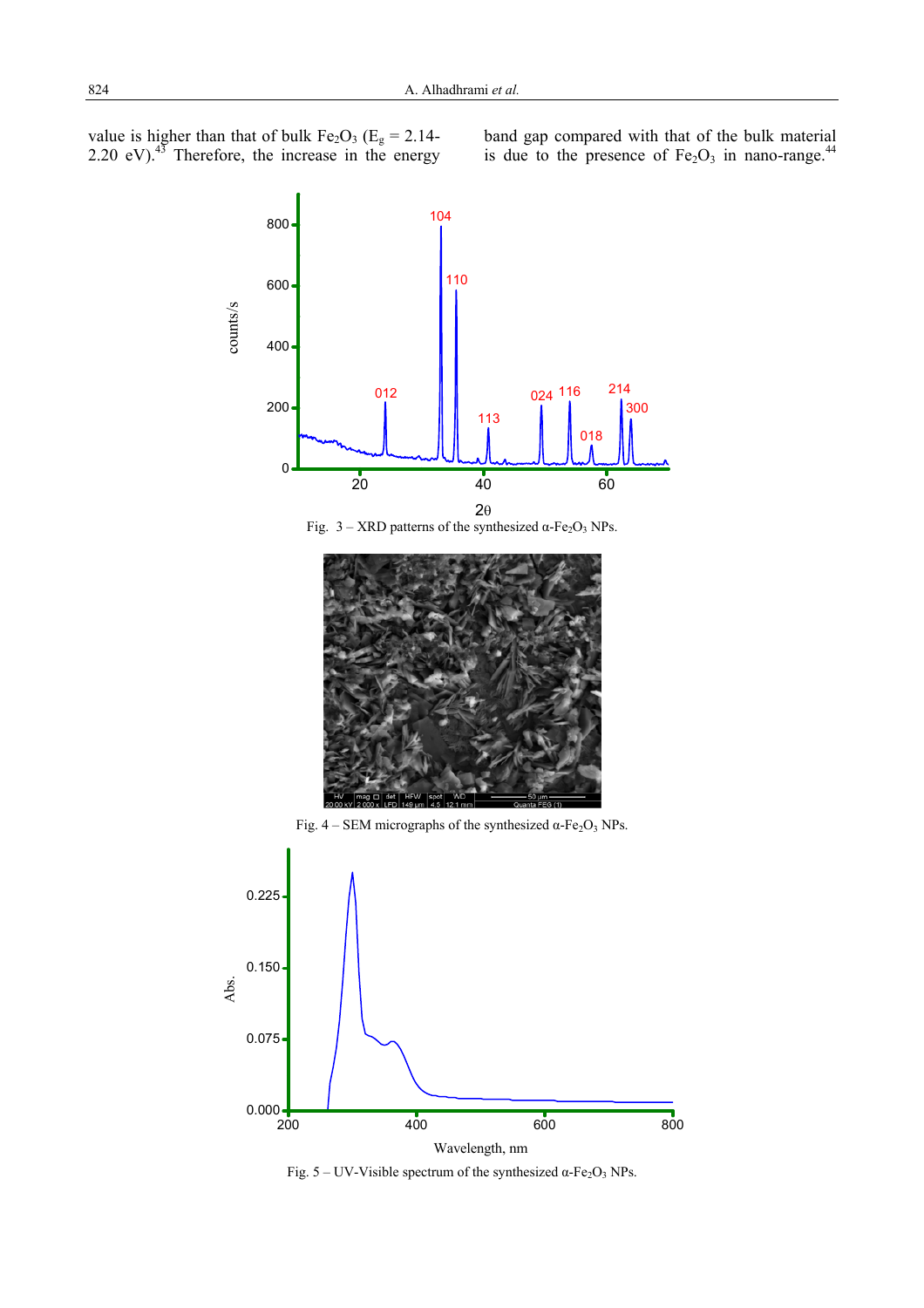value is higher than that of bulk $Fe_2O_3$ ($E_g$ = 2.14-2.20 eV).[43] Therefore, the increase in the energy band gap compared with that of the bulk material is due to the presence of $Fe_2O_3$ in nano-range.[44]

Fig. 3 – XRD patterns of the synthesized $\alpha$-$Fe_2O_3$ NPs.

Fig. 4 – SEM micrographs of the synthesized $\alpha$-$Fe_2O_3$ NPs.

Fig. 5 – UV-Visible spectrum of the synthesized $\alpha$-$Fe_2O_3$ NPs.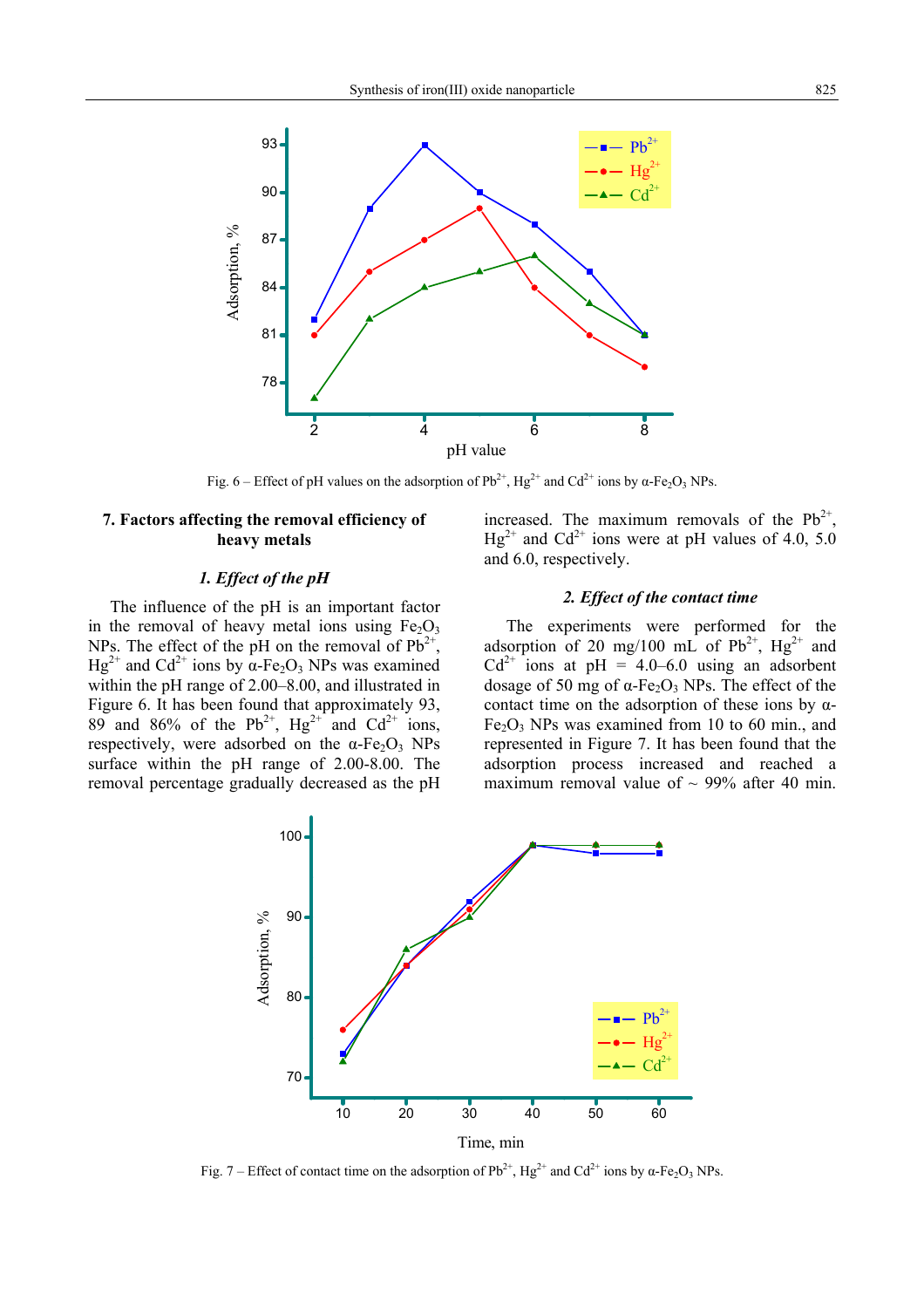Fig. 6 – Effect of pH values on the adsorption of $Pb^{2+}$, $Hg^{2+}$ and $Cd^{2+}$ ions by α-$Fe_2O_3$ NPs.

## 7. Factors affecting the removal efficiency of heavy metals

### *1. Effect of the pH*

The influence of the pH is an important factor in the removal of heavy metal ions using $Fe_2O_3$ NPs. The effect of the pH on the removal of $Pb^{2+}$, $Hg^{2+}$ and $Cd^{2+}$ ions by α-$Fe_2O_3$ NPs was examined within the pH range of 2.00–8.00, and illustrated in Figure 6. It has been found that approximately 93, 89 and 86% of the $Pb^{2+}$, $Hg^{2+}$ and $Cd^{2+}$ ions, respectively, were adsorbed on the α-$Fe_2O_3$ NPs surface within the pH range of 2.00-8.00. The removal percentage gradually decreased as the pH increased. The maximum removals of the $Pb^{2+}$, $Hg^{2+}$ and $Cd^{2+}$ ions were at pH values of 4.0, 5.0 and 6.0, respectively.

### *2. Effect of the contact time*

The experiments were performed for the adsorption of 20 mg/100 mL of $Pb^{2+}$, $Hg^{2+}$ and $Cd^{2+}$ ions at pH = 4.0–6.0 using an adsorbent dosage of 50 mg of α-$Fe_2O_3$ NPs. The effect of the contact time on the adsorption of these ions by α-$Fe_2O_3$ NPs was examined from 10 to 60 min., and represented in Figure 7. It has been found that the adsorption process increased and reached a maximum removal value of ~ 99% after 40 min.

Fig. 7 – Effect of contact time on the adsorption of $Pb^{2+}$, $Hg^{2+}$ and $Cd^{2+}$ ions by α-$Fe_2O_3$ NPs.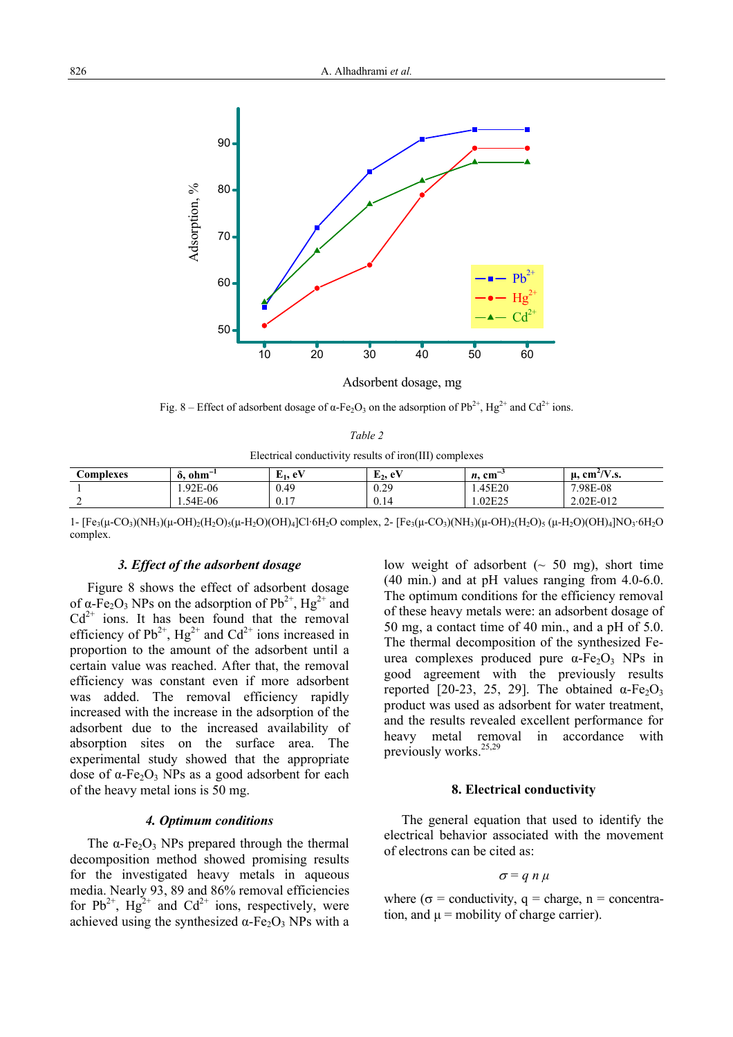Fig. 8 – Effect of adsorbent dosage of α-$Fe_2O_3$ on the adsorption of $Pb^{2+}$, $Hg^{2+}$ and $Cd^{2+}$ ions.

*Table 2*

Electrical conductivity results of iron(III) complexes

| Complexes | δ, ohm$^{-1}$ | $E_1$, eV | $E_2$, eV | *n*, cm$^{-3}$ | μ, cm$^2$/V.s. |
|---|---|---|---|---|---|
| 1 | 1.92E-06 | 0.49 | 0.29 | 1.45E20 | 7.98E-08 |
| 2 | 1.54E-06 | 0.17 | 0.14 | 1.02E25 | 2.02E-012 |

1- $[Fe_3(\mu\text{-}CO_3)(NH_3)(\mu\text{-}OH)_2(H_2O)_5(\mu\text{-}H_2O)(OH)_4]Cl\cdot 6H_2O$ complex, 2- $[Fe_3(\mu\text{-}CO_3)(NH_3)(\mu\text{-}OH)_2(H_2O)_5(\mu\text{-}H_2O)(OH)_4]NO_3\cdot 6H_2O$ complex.

### *3. Effect of the adsorbent dosage*

Figure 8 shows the effect of adsorbent dosage of α-$Fe_2O_3$ NPs on the adsorption of $Pb^{2+}$, $Hg^{2+}$ and $Cd^{2+}$ ions. It has been found that the removal efficiency of $Pb^{2+}$, $Hg^{2+}$ and $Cd^{2+}$ ions increased in proportion to the amount of the adsorbent until a certain value was reached. After that, the removal efficiency was constant even if more adsorbent was added. The removal efficiency rapidly increased with the increase in the adsorption of the adsorbent due to the increased availability of absorption sites on the surface area. The experimental study showed that the appropriate dose of α-$Fe_2O_3$ NPs as a good adsorbent for each of the heavy metal ions is 50 mg.

### *4. Optimum conditions*

The α-$Fe_2O_3$ NPs prepared through the thermal decomposition method showed promising results for the investigated heavy metals in aqueous media. Nearly 93, 89 and 86% removal efficiencies for $Pb^{2+}$, $Hg^{2+}$ and $Cd^{2+}$ ions, respectively, were achieved using the synthesized α-$Fe_2O_3$ NPs with a low weight of adsorbent (~ 50 mg), short time (40 min.) and at pH values ranging from 4.0-6.0. The optimum conditions for the efficiency removal of these heavy metals were: an adsorbent dosage of 50 mg, a contact time of 40 min., and a pH of 5.0. The thermal decomposition of the synthesized Fe-urea complexes produced pure α-$Fe_2O_3$ NPs in good agreement with the previously results reported [20-23, 25, 29]. The obtained α-$Fe_2O_3$ product was used as adsorbent for water treatment, and the results revealed excellent performance for heavy metal removal in accordance with previously works.[25,29]

## 8. Electrical conductivity

The general equation that used to identify the electrical behavior associated with the movement of electrons can be cited as:

$$\sigma = q\, n\, \mu$$

where ($\sigma$ = conductivity, q = charge, n = concentration, and $\mu$ = mobility of charge carrier).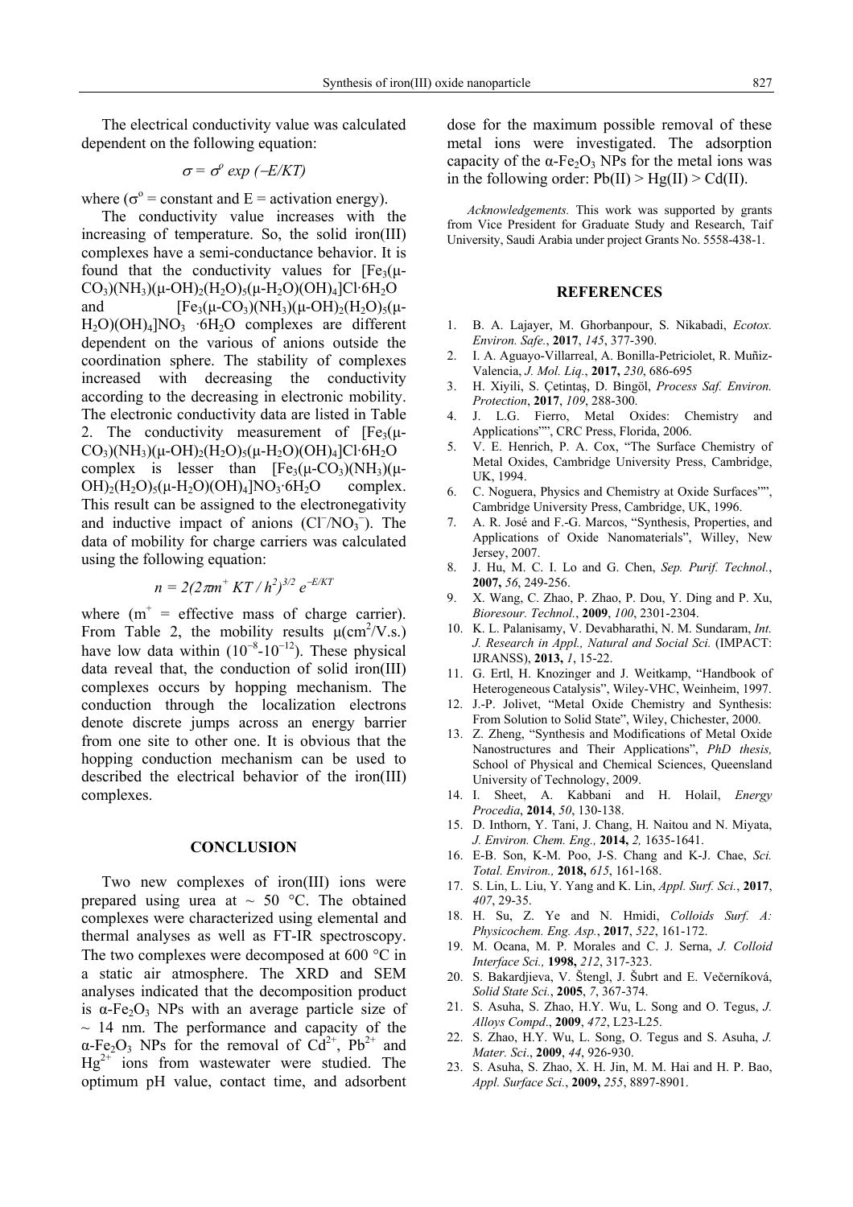The electrical conductivity value was calculated dependent on the following equation:

$$\sigma = \sigma^o \exp(-E/KT)$$

where ($\sigma^o$ = constant and E = activation energy).

The conductivity value increases with the increasing of temperature. So, the solid iron(III) complexes have a semi-conductance behavior. It is found that the conductivity values for $[Fe_3(\mu\text{-}CO_3)(NH_3)(\mu\text{-}OH)_2(H_2O)_5(\mu\text{-}H_2O)(OH)_4]Cl\cdot6H_2O$ and $[Fe_3(\mu\text{-}CO_3)(NH_3)(\mu\text{-}OH)_2(H_2O)_5(\mu\text{-}H_2O)(OH)_4]NO_3\cdot6H_2O$ complexes are different dependent on the various of anions outside the coordination sphere. The stability of complexes increased with decreasing the conductivity according to the decreasing in electronic mobility. The electronic conductivity data are listed in Table 2. The conductivity measurement of $[Fe_3(\mu\text{-}CO_3)(NH_3)(\mu\text{-}OH)_2(H_2O)_5(\mu\text{-}H_2O)(OH)_4]Cl\cdot6H_2O$ complex is lesser than $[Fe_3(\mu\text{-}CO_3)(NH_3)(\mu\text{-}OH)_2(H_2O)_5(\mu\text{-}H_2O)(OH)_4]NO_3\cdot6H_2O$ complex. This result can be assigned to the electronegativity and inductive impact of anions ($Cl^-/NO_3^-$). The data of mobility for charge carriers was calculated using the following equation:

$$n = 2(2\pi m^+ KT / h^2)^{3/2} e^{-E/KT}$$

where ($m^+$ = effective mass of charge carrier). From Table 2, the mobility results $\mu(cm^2/V.s.)$ have low data within ($10^{-8}$-$10^{-12}$). These physical data reveal that, the conduction of solid iron(III) complexes occurs by hopping mechanism. The conduction through the localization electrons denote discrete jumps across an energy barrier from one site to other one. It is obvious that the hopping conduction mechanism can be used to described the electrical behavior of the iron(III) complexes.

## CONCLUSION

Two new complexes of iron(III) ions were prepared using urea at ~ 50 °C. The obtained complexes were characterized using elemental and thermal analyses as well as FT-IR spectroscopy. The two complexes were decomposed at 600 °C in a static air atmosphere. The XRD and SEM analyses indicated that the decomposition product is $\alpha$-$Fe_2O_3$ NPs with an average particle size of ~ 14 nm. The performance and capacity of the $\alpha$-$Fe_2O_3$ NPs for the removal of $Cd^{2+}$, $Pb^{2+}$ and $Hg^{2+}$ ions from wastewater were studied. The optimum pH value, contact time, and adsorbent dose for the maximum possible removal of these metal ions were investigated. The adsorption capacity of the $\alpha$-$Fe_2O_3$ NPs for the metal ions was in the following order: Pb(II) > Hg(II) > Cd(II).

*Acknowledgements.* This work was supported by grants from Vice President for Graduate Study and Research, Taif University, Saudi Arabia under project Grants No. 5558-438-1.

## REFERENCES

1. B. A. Lajayer, M. Ghorbanpour, S. Nikabadi, *Ecotox. Environ. Safe.*, **2017**, *145*, 377-390.
2. I. A. Aguayo-Villarreal, A. Bonilla-Petriciolet, R. Muñiz-Valencia, *J. Mol. Liq.*, **2017,** *230*, 686-695
3. H. Xiyili, S. Çetintaş, D. Bingöl, *Process Saf. Environ. Protection*, **2017**, *109*, 288-300.
4. J. L.G. Fierro, Metal Oxides: Chemistry and Applications"", CRC Press, Florida, 2006.
5. V. E. Henrich, P. A. Cox, "The Surface Chemistry of Metal Oxides, Cambridge University Press, Cambridge, UK, 1994.
6. C. Noguera, Physics and Chemistry at Oxide Surfaces"", Cambridge University Press, Cambridge, UK, 1996.
7. A. R. José and F.-G. Marcos, "Synthesis, Properties, and Applications of Oxide Nanomaterials", Willey, New Jersey, 2007.
8. J. Hu, M. C. I. Lo and G. Chen, *Sep. Purif. Technol.*, **2007,** *56*, 249-256.
9. X. Wang, C. Zhao, P. Zhao, P. Dou, Y. Ding and P. Xu, *Bioresour. Technol.*, **2009**, *100*, 2301-2304.
10. K. L. Palanisamy, V. Devabharathi, N. M. Sundaram, *Int. J. Research in Appl., Natural and Social Sci.* (IMPACT: IJRANSS), **2013,** *1*, 15-22.
11. G. Ertl, H. Knozinger and J. Weitkamp, "Handbook of Heterogeneous Catalysis", Wiley-VHC, Weinheim, 1997.
12. J.-P. Jolivet, "Metal Oxide Chemistry and Synthesis: From Solution to Solid State", Wiley, Chichester, 2000.
13. Z. Zheng, "Synthesis and Modifications of Metal Oxide Nanostructures and Their Applications", *PhD thesis,* School of Physical and Chemical Sciences, Queensland University of Technology, 2009.
14. I. Sheet, A. Kabbani and H. Holail, *Energy Procedia*, **2014**, *50*, 130-138.
15. D. Inthorn, Y. Tani, J. Chang, H. Naitou and N. Miyata, *J. Environ. Chem. Eng.,* **2014,** *2,* 1635-1641.
16. E-B. Son, K-M. Poo, J-S. Chang and K-J. Chae, *Sci. Total. Environ.,* **2018,** *615*, 161-168.
17. S. Lin, L. Liu, Y. Yang and K. Lin, *Appl. Surf. Sci.*, **2017**, *407*, 29-35.
18. H. Su, Z. Ye and N. Hmidi, *Colloids Surf. A: Physicochem. Eng. Asp.*, **2017**, *522*, 161-172.
19. M. Ocana, M. P. Morales and C. J. Serna, *J. Colloid Interface Sci.,* **1998,** *212*, 317-323.
20. S. Bakardjieva, V. Štengl, J. Šubrt and E. Večerníková, *Solid State Sci.*, **2005**, *7*, 367-374.
21. S. Asuha, S. Zhao, H.Y. Wu, L. Song and O. Tegus, *J. Alloys Compd*., **2009**, *472*, L23-L25.
22. S. Zhao, H.Y. Wu, L. Song, O. Tegus and S. Asuha, *J. Mater. Sci*., **2009**, *44*, 926-930.
23. S. Asuha, S. Zhao, X. H. Jin, M. M. Hai and H. P. Bao, *Appl. Surface Sci.*, **2009,** *255*, 8897-8901.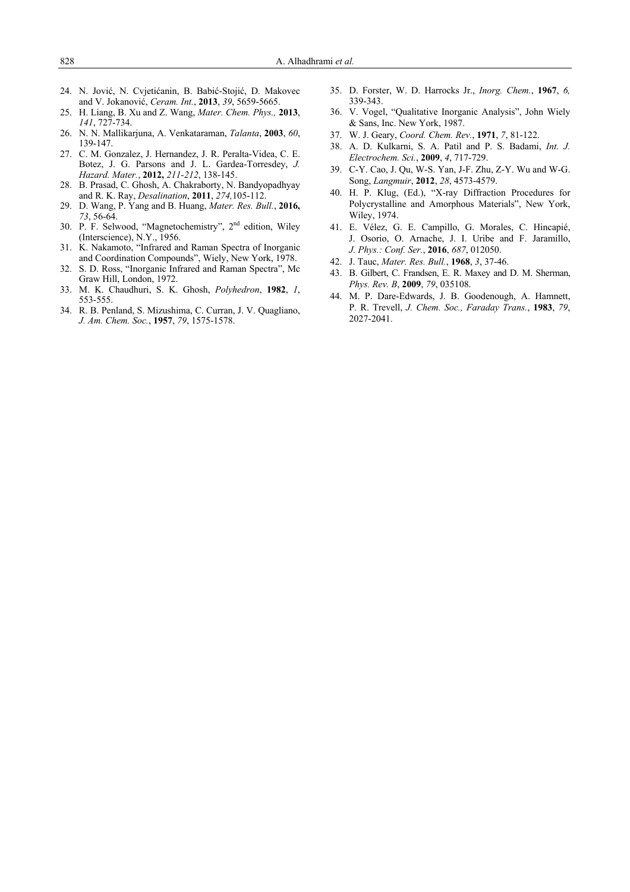24. N. Jović, N. Cvjetićanin, B. Babić-Stojić, D. Makovec and V. Jokanović, *Ceram. Int.*, **2013**, *39*, 5659-5665.
25. H. Liang, B. Xu and Z. Wang, *Mater. Chem. Phys.,* **2013**, *141*, 727-734.
26. N. N. Mallikarjuna, A. Venkataraman, *Talanta*, **2003**, *60*, 139-147.
27. C. M. Gonzalez, J. Hernandez, J. R. Peralta-Videa, C. E. Botez, J. G. Parsons and J. L. Gardea-Torresdey, *J. Hazard. Mater.*, **2012,** *211-212*, 138-145.
28. B. Prasad, C. Ghosh, A. Chakraborty, N. Bandyopadhyay and R. K. Ray, *Desalination*, **2011**, *274,*105-112.
29. D. Wang, P. Yang and B. Huang, *Mater. Res. Bull.*, **2016,** *73*, 56-64.
30. P. F. Selwood, "Magnetochemistry", 2nd edition, Wiley (Interscience), N.Y., 1956.
31. K. Nakamoto, "Infrared and Raman Spectra of Inorganic and Coordination Compounds", Wiely, New York, 1978.
32. S. D. Ross, "Inorganic Infrared and Raman Spectra", Mc Graw Hill, London, 1972.
33. M. K. Chaudhuri, S. K. Ghosh, *Polyhedron*, **1982**, *1*, 553-555.
34. R. B. Penland, S. Mizushima, C. Curran, J. V. Quagliano, *J. Am. Chem. Soc.*, **1957**, *79*, 1575-1578.
35. D. Forster, W. D. Harrocks Jr., *Inorg. Chem.*, **1967**, *6,* 339-343.
36. V. Vogel, "Qualitative Inorganic Analysis", John Wiely & Sans, Inc. New York, 1987.
37. W. J. Geary, *Coord. Chem. Rev.*, **1971**, *7*, 81-122.
38. A. D. Kulkarni, S. A. Patil and P. S. Badami, *Int. J. Electrochem. Sci.*, **2009**, *4*, 717-729.
39. C-Y. Cao, J. Qu, W-S. Yan, J-F. Zhu, Z-Y. Wu and W-G. Song, *Langmuir*, **2012**, *28*, 4573-4579.
40. H. P. Klug, (Ed.), "X-ray Diffraction Procedures for Polycrystalline and Amorphous Materials", New York, Wiley, 1974.
41. E. Vélez, G. E. Campillo, G. Morales, C. Hincapié, J. Osorio, O. Arnache, J. I. Uribe and F. Jaramillo, *J. Phys.: Conf. Ser.*, **2016**, *687*, 012050.
42. J. Tauc, *Mater. Res. Bull.*, **1968**, *3*, 37-46.
43. B. Gilbert, C. Frandsen, E. R. Maxey and D. M. Sherman, *Phys. Rev. B*, **2009**, *79*, 035108.
44. M. P. Dare-Edwards, J. B. Goodenough, A. Hamnett, P. R. Trevell, *J. Chem. Soc., Faraday Trans.*, **1983**, *79*, 2027-2041.